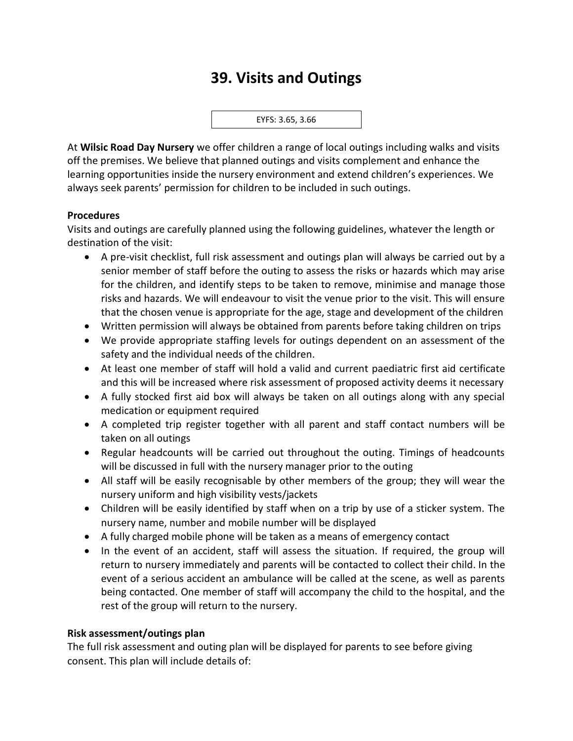# 39. Visits and Outings

EYFS: 3.65, 3.66

At **Wilsic Road Day Nursery** we offer children a range of local outings including walks and visits off the premises. We believe that planned outings and visits complement and enhance the learning opportunities inside the nursery environment and extend children's experiences. We always seek parents' permission for children to be included in such outings.

**Procedures**

Visits and outings are carefully planned using the following guidelines, whatever the length or destination of the visit:

- A pre-visit checklist, full risk assessment and outings plan will always be carried out by a senior member of staff before the outing to assess the risks or hazards which may arise for the children, and identify steps to be taken to remove, minimise and manage those risks and hazards. We will endeavour to visit the venue prior to the visit. This will ensure that the chosen venue is appropriate for the age, stage and development of the children
- Written permission will always be obtained from parents before taking children on trips
- We provide appropriate staffing levels for outings dependent on an assessment of the safety and the individual needs of the children.
- At least one member of staff will hold a valid and current paediatric first aid certificate and this will be increased where risk assessment of proposed activity deems it necessary
- A fully stocked first aid box will always be taken on all outings along with any special medication or equipment required
- A completed trip register together with all parent and staff contact numbers will be taken on all outings
- Regular headcounts will be carried out throughout the outing. Timings of headcounts will be discussed in full with the nursery manager prior to the outing
- All staff will be easily recognisable by other members of the group; they will wear the nursery uniform and high visibility vests/jackets
- Children will be easily identified by staff when on a trip by use of a sticker system. The nursery name, number and mobile number will be displayed
- A fully charged mobile phone will be taken as a means of emergency contact
- In the event of an accident, staff will assess the situation. If required, the group will return to nursery immediately and parents will be contacted to collect their child. In the event of a serious accident an ambulance will be called at the scene, as well as parents being contacted. One member of staff will accompany the child to the hospital, and the rest of the group will return to the nursery.

**Risk assessment/outings plan**

The full risk assessment and outing plan will be displayed for parents to see before giving consent. This plan will include details of: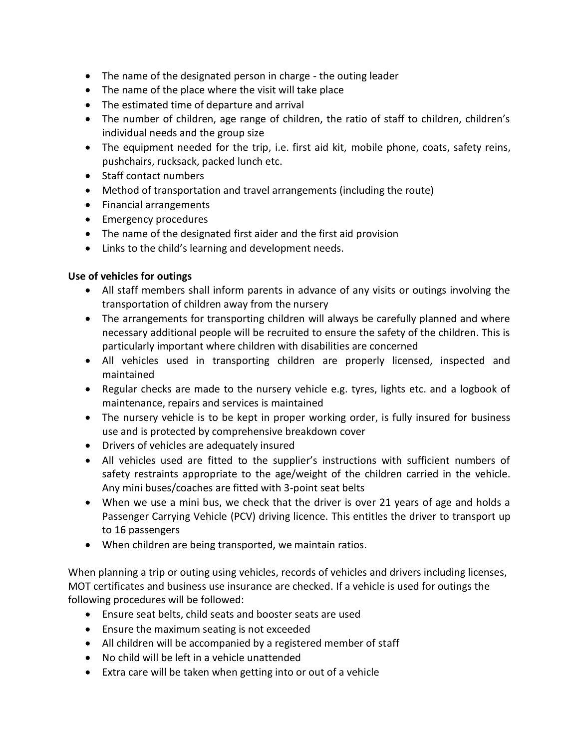- The name of the designated person in charge - the outing leader
- The name of the place where the visit will take place
- The estimated time of departure and arrival
- The number of children, age range of children, the ratio of staff to children, children's individual needs and the group size
- The equipment needed for the trip, i.e. first aid kit, mobile phone, coats, safety reins, pushchairs, rucksack, packed lunch etc.
- Staff contact numbers
- Method of transportation and travel arrangements (including the route)
- Financial arrangements
- Emergency procedures
- The name of the designated first aider and the first aid provision
- Links to the child's learning and development needs.

**Use of vehicles for outings**

- All staff members shall inform parents in advance of any visits or outings involving the transportation of children away from the nursery
- The arrangements for transporting children will always be carefully planned and where necessary additional people will be recruited to ensure the safety of the children. This is particularly important where children with disabilities are concerned
- All vehicles used in transporting children are properly licensed, inspected and maintained
- Regular checks are made to the nursery vehicle e.g. tyres, lights etc. and a logbook of maintenance, repairs and services is maintained
- The nursery vehicle is to be kept in proper working order, is fully insured for business use and is protected by comprehensive breakdown cover
- Drivers of vehicles are adequately insured
- All vehicles used are fitted to the supplier's instructions with sufficient numbers of safety restraints appropriate to the age/weight of the children carried in the vehicle. Any mini buses/coaches are fitted with 3-point seat belts
- When we use a mini bus, we check that the driver is over 21 years of age and holds a Passenger Carrying Vehicle (PCV) driving licence. This entitles the driver to transport up to 16 passengers
- When children are being transported, we maintain ratios.

When planning a trip or outing using vehicles, records of vehicles and drivers including licenses, MOT certificates and business use insurance are checked. If a vehicle is used for outings the following procedures will be followed:

- Ensure seat belts, child seats and booster seats are used
- Ensure the maximum seating is not exceeded
- All children will be accompanied by a registered member of staff
- No child will be left in a vehicle unattended
- Extra care will be taken when getting into or out of a vehicle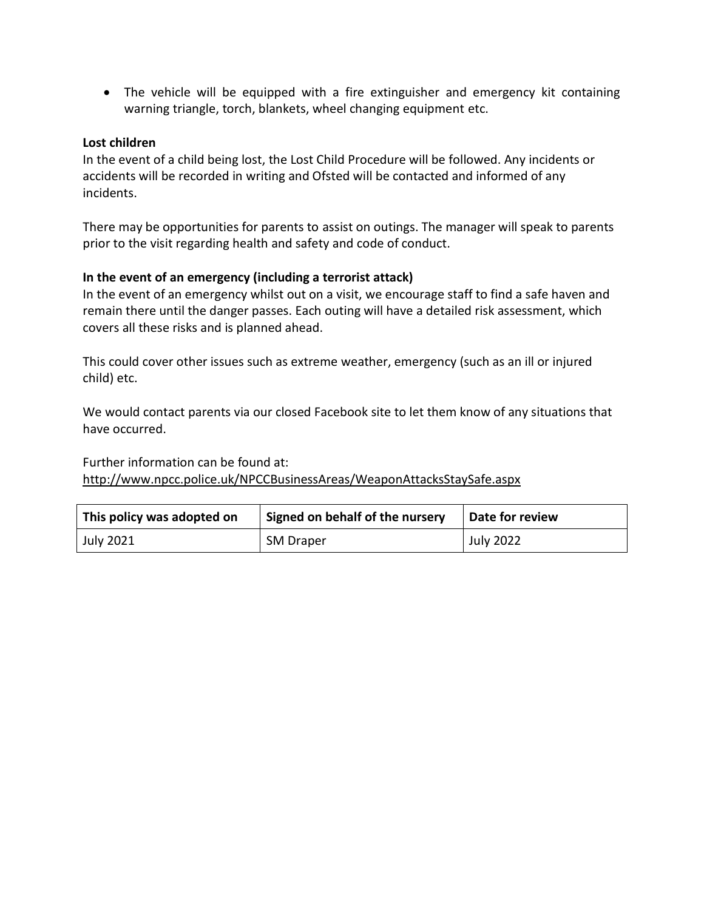- The vehicle will be equipped with a fire extinguisher and emergency kit containing warning triangle, torch, blankets, wheel changing equipment etc.

**Lost children**

In the event of a child being lost, the Lost Child Procedure will be followed. Any incidents or accidents will be recorded in writing and Ofsted will be contacted and informed of any incidents.

There may be opportunities for parents to assist on outings. The manager will speak to parents prior to the visit regarding health and safety and code of conduct.

**In the event of an emergency (including a terrorist attack)**

In the event of an emergency whilst out on a visit, we encourage staff to find a safe haven and remain there until the danger passes. Each outing will have a detailed risk assessment, which covers all these risks and is planned ahead.

This could cover other issues such as extreme weather, emergency (such as an ill or injured child) etc.

We would contact parents via our closed Facebook site to let them know of any situations that have occurred.

Further information can be found at:
http://www.npcc.police.uk/NPCCBusinessAreas/WeaponAttacksStaySafe.aspx

| This policy was adopted on | Signed on behalf of the nursery | Date for review |
| --- | --- | --- |
| July 2021 | SM Draper | July 2022 |